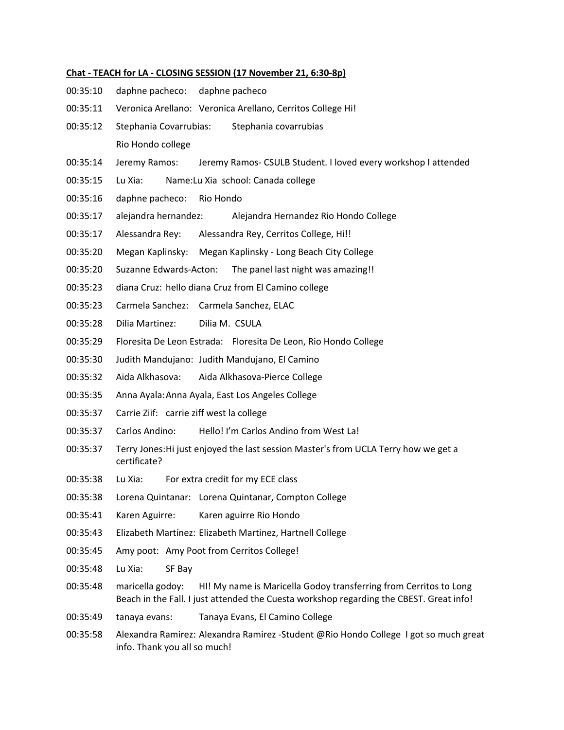**Chat - TEACH for LA - CLOSING SESSION (17 November 21, 6:30-8p)**

00:35:10 daphne pacheco: daphne pacheco

00:35:11 Veronica Arellano: Veronica Arellano, Cerritos College Hi!

00:35:12 Stephania Covarrubias: Stephania covarrubias
Rio Hondo college

00:35:14 Jeremy Ramos: Jeremy Ramos- CSULB Student. I loved every workshop I attended

00:35:15 Lu Xia: Name:Lu Xia school: Canada college

00:35:16 daphne pacheco: Rio Hondo

00:35:17 alejandra hernandez: Alejandra Hernandez Rio Hondo College

00:35:17 Alessandra Rey: Alessandra Rey, Cerritos College, Hi!!

00:35:20 Megan Kaplinsky: Megan Kaplinsky - Long Beach City College

00:35:20 Suzanne Edwards-Acton: The panel last night was amazing!!

00:35:23 diana Cruz: hello diana Cruz from El Camino college

00:35:23 Carmela Sanchez: Carmela Sanchez, ELAC

00:35:28 Dilia Martinez: Dilia M. CSULA

00:35:29 Floresita De Leon Estrada: Floresita De Leon, Rio Hondo College

00:35:30 Judith Mandujano: Judith Mandujano, El Camino

00:35:32 Aida Alkhasova: Aida Alkhasova-Pierce College

00:35:35 Anna Ayala: Anna Ayala, East Los Angeles College

00:35:37 Carrie Ziif: carrie ziff west la college

00:35:37 Carlos Andino: Hello! I'm Carlos Andino from West La!

00:35:37 Terry Jones: Hi just enjoyed the last session Master's from UCLA Terry how we get a certificate?

00:35:38 Lu Xia: For extra credit for my ECE class

00:35:38 Lorena Quintanar: Lorena Quintanar, Compton College

00:35:41 Karen Aguirre: Karen aguirre Rio Hondo

00:35:43 Elizabeth Martínez: Elizabeth Martinez, Hartnell College

00:35:45 Amy poot: Amy Poot from Cerritos College!

00:35:48 Lu Xia: SF Bay

00:35:48 maricella godoy: HI! My name is Maricella Godoy transferring from Cerritos to Long Beach in the Fall. I just attended the Cuesta workshop regarding the CBEST. Great info!

00:35:49 tanaya evans: Tanaya Evans, El Camino College

00:35:58 Alexandra Ramirez: Alexandra Ramirez -Student @Rio Hondo College I got so much great info. Thank you all so much!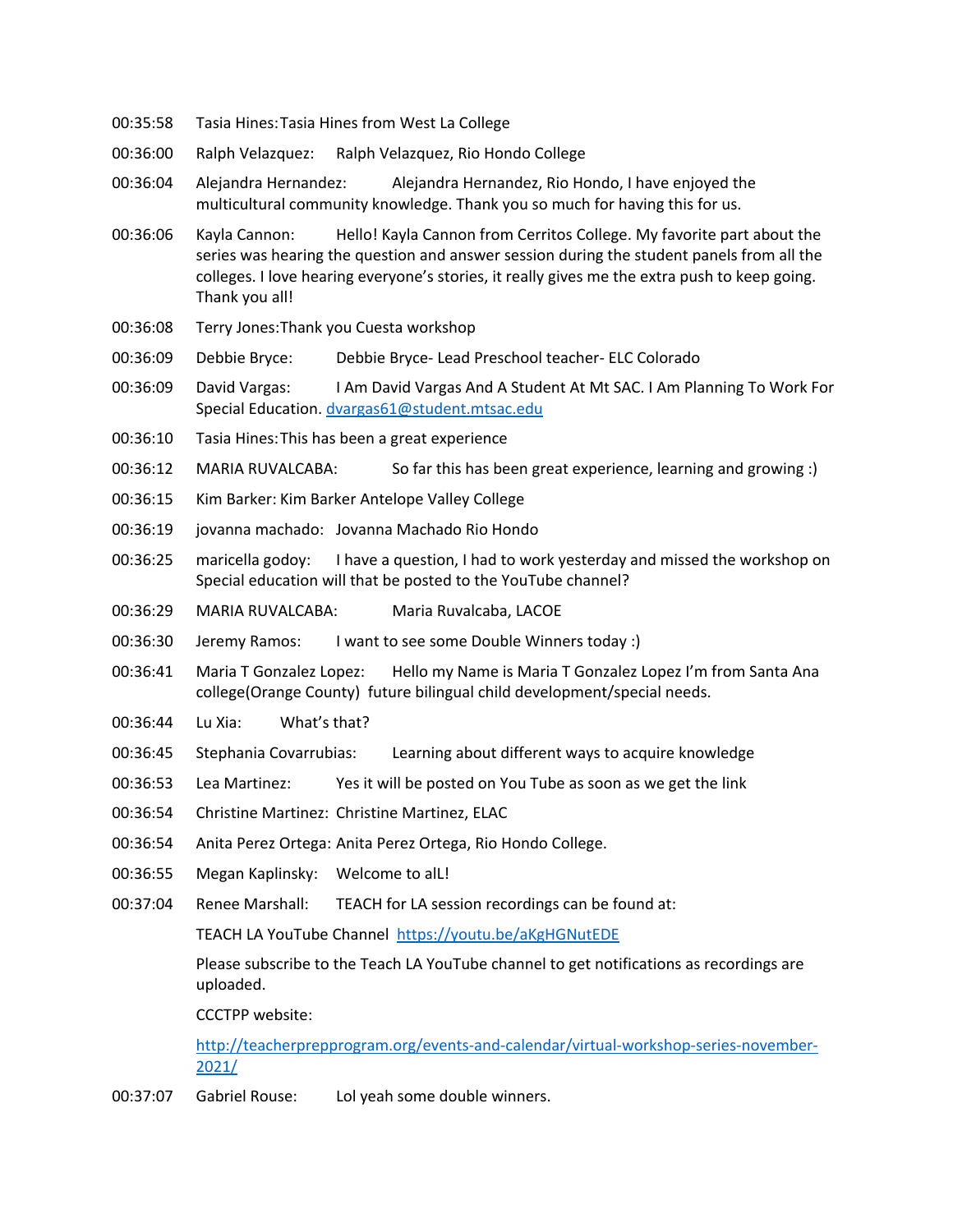00:35:58	Tasia Hines:	Tasia Hines from West La College

00:36:00	Ralph Velazquez:	Ralph Velazquez, Rio Hondo College

00:36:04	Alejandra Hernandez:	Alejandra Hernandez, Rio Hondo, I have enjoyed the multicultural community knowledge. Thank you so much for having this for us.

00:36:06	Kayla Cannon:	Hello! Kayla Cannon from Cerritos College. My favorite part about the series was hearing the question and answer session during the student panels from all the colleges. I love hearing everyone's stories, it really gives me the extra push to keep going. Thank you all!

00:36:08	Terry Jones:	Thank you Cuesta workshop

00:36:09	Debbie Bryce:	Debbie Bryce- Lead Preschool teacher- ELC Colorado

00:36:09	David Vargas:	I Am David Vargas And A Student At Mt SAC. I Am Planning To Work For Special Education. dvargas61@student.mtsac.edu

00:36:10	Tasia Hines:	This has been a great experience

00:36:12	MARIA RUVALCABA:	So far this has been great experience, learning and growing :)

00:36:15	Kim Barker:	Kim Barker Antelope Valley College

00:36:19	jovanna machado:	Jovanna Machado Rio Hondo

00:36:25	maricella godoy:	I have a question, I had to work yesterday and missed the workshop on Special education will that be posted to the YouTube channel?

00:36:29	MARIA RUVALCABA:	Maria Ruvalcaba, LACOE

00:36:30	Jeremy Ramos:	I want to see some Double Winners today :)

00:36:41	Maria T Gonzalez Lopez:	Hello my Name is Maria T Gonzalez Lopez I'm from Santa Ana college(Orange County) future bilingual child development/special needs.

00:36:44	Lu Xia:	What's that?

00:36:45	Stephania Covarrubias:	Learning about different ways to acquire knowledge

00:36:53	Lea Martinez:	Yes it will be posted on You Tube as soon as we get the link

00:36:54	Christine Martinez:	Christine Martinez, ELAC

00:36:54	Anita Perez Ortega:	Anita Perez Ortega, Rio Hondo College.

00:36:55	Megan Kaplinsky:	Welcome to alL!

00:37:04	Renee Marshall:	TEACH for LA session recordings can be found at:

TEACH LA YouTube Channel https://youtu.be/aKgHGNutEDE

Please subscribe to the Teach LA YouTube channel to get notifications as recordings are uploaded.

CCCTPP website:

http://teacherprepprogram.org/events-and-calendar/virtual-workshop-series-november-2021/

00:37:07	Gabriel Rouse:	Lol yeah some double winners.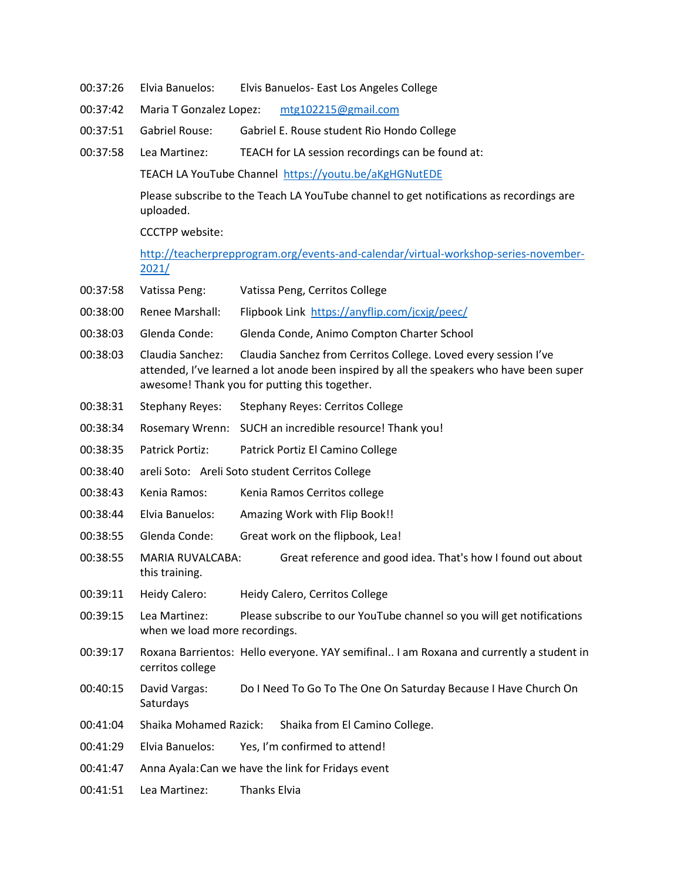00:37:26 Elvia Banuelos: Elvis Banuelos- East Los Angeles College

00:37:42 Maria T Gonzalez Lopez: mtg102215@gmail.com

00:37:51 Gabriel Rouse: Gabriel E. Rouse student Rio Hondo College

00:37:58 Lea Martinez: TEACH for LA session recordings can be found at:

TEACH LA YouTube Channel https://youtu.be/aKgHGNutEDE

Please subscribe to the Teach LA YouTube channel to get notifications as recordings are uploaded.

CCCTPP website:

http://teacherprepprogram.org/events-and-calendar/virtual-workshop-series-november-2021/

00:37:58 Vatissa Peng: Vatissa Peng, Cerritos College

00:38:00 Renee Marshall: Flipbook Link https://anyflip.com/jcxjg/peec/

00:38:03 Glenda Conde: Glenda Conde, Animo Compton Charter School

00:38:03 Claudia Sanchez: Claudia Sanchez from Cerritos College. Loved every session I've attended, I've learned a lot anode been inspired by all the speakers who have been super awesome! Thank you for putting this together.

00:38:31 Stephany Reyes: Stephany Reyes: Cerritos College

00:38:34 Rosemary Wrenn: SUCH an incredible resource! Thank you!

00:38:35 Patrick Portiz: Patrick Portiz El Camino College

00:38:40 areli Soto: Areli Soto student Cerritos College

00:38:43 Kenia Ramos: Kenia Ramos Cerritos college

00:38:44 Elvia Banuelos: Amazing Work with Flip Book!!

00:38:55 Glenda Conde: Great work on the flipbook, Lea!

00:38:55 MARIA RUVALCABA: Great reference and good idea. That's how I found out about this training.

00:39:11 Heidy Calero: Heidy Calero, Cerritos College

00:39:15 Lea Martinez: Please subscribe to our YouTube channel so you will get notifications when we load more recordings.

00:39:17 Roxana Barrientos: Hello everyone. YAY semifinal.. I am Roxana and currently a student in cerritos college

00:40:15 David Vargas: Do I Need To Go To The One On Saturday Because I Have Church On Saturdays

00:41:04 Shaika Mohamed Razick: Shaika from El Camino College.

00:41:29 Elvia Banuelos: Yes, I'm confirmed to attend!

00:41:47 Anna Ayala: Can we have the link for Fridays event

00:41:51 Lea Martinez: Thanks Elvia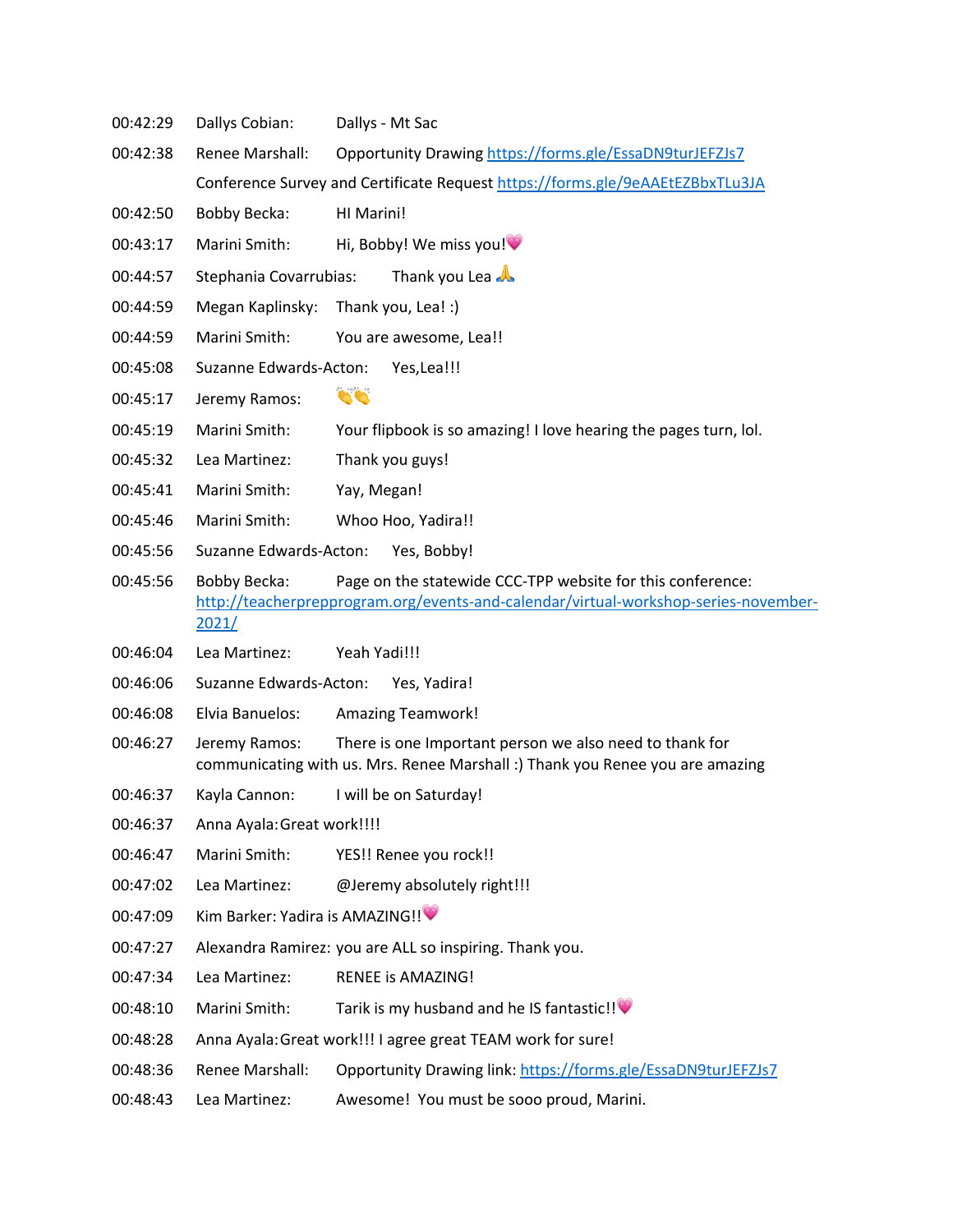00:42:29 Dallys Cobian: Dallys - Mt Sac

00:42:38 Renee Marshall: Opportunity Drawing https://forms.gle/EssaDN9turJEFZJs7
Conference Survey and Certificate Request https://forms.gle/9eAAEtEZBbxTLu3JA

00:42:50 Bobby Becka: HI Marini!

00:43:17 Marini Smith: Hi, Bobby! We miss you!💗

00:44:57 Stephania Covarrubias: Thank you Lea 🙏

00:44:59 Megan Kaplinsky: Thank you, Lea! :)

00:44:59 Marini Smith: You are awesome, Lea!!

00:45:08 Suzanne Edwards-Acton: Yes,Lea!!!

00:45:17 Jeremy Ramos: 👏👏

00:45:19 Marini Smith: Your flipbook is so amazing! I love hearing the pages turn, lol.

00:45:32 Lea Martinez: Thank you guys!

00:45:41 Marini Smith: Yay, Megan!

00:45:46 Marini Smith: Whoo Hoo, Yadira!!

00:45:56 Suzanne Edwards-Acton: Yes, Bobby!

00:45:56 Bobby Becka: Page on the statewide CCC-TPP website for this conference: http://teacherprepprogram.org/events-and-calendar/virtual-workshop-series-november-2021/

00:46:04 Lea Martinez: Yeah Yadi!!!

00:46:06 Suzanne Edwards-Acton: Yes, Yadira!

00:46:08 Elvia Banuelos: Amazing Teamwork!

00:46:27 Jeremy Ramos: There is one Important person we also need to thank for communicating with us. Mrs. Renee Marshall :) Thank you Renee you are amazing

00:46:37 Kayla Cannon: I will be on Saturday!

00:46:37 Anna Ayala: Great work!!!!

00:46:47 Marini Smith: YES!! Renee you rock!!

00:47:02 Lea Martinez: @Jeremy absolutely right!!!

00:47:09 Kim Barker: Yadira is AMAZING!!💗

00:47:27 Alexandra Ramirez: you are ALL so inspiring. Thank you.

00:47:34 Lea Martinez: RENEE is AMAZING!

00:48:10 Marini Smith: Tarik is my husband and he IS fantastic!!💗

00:48:28 Anna Ayala: Great work!!! I agree great TEAM work for sure!

00:48:36 Renee Marshall: Opportunity Drawing link: https://forms.gle/EssaDN9turJEFZJs7

00:48:43 Lea Martinez: Awesome! You must be sooo proud, Marini.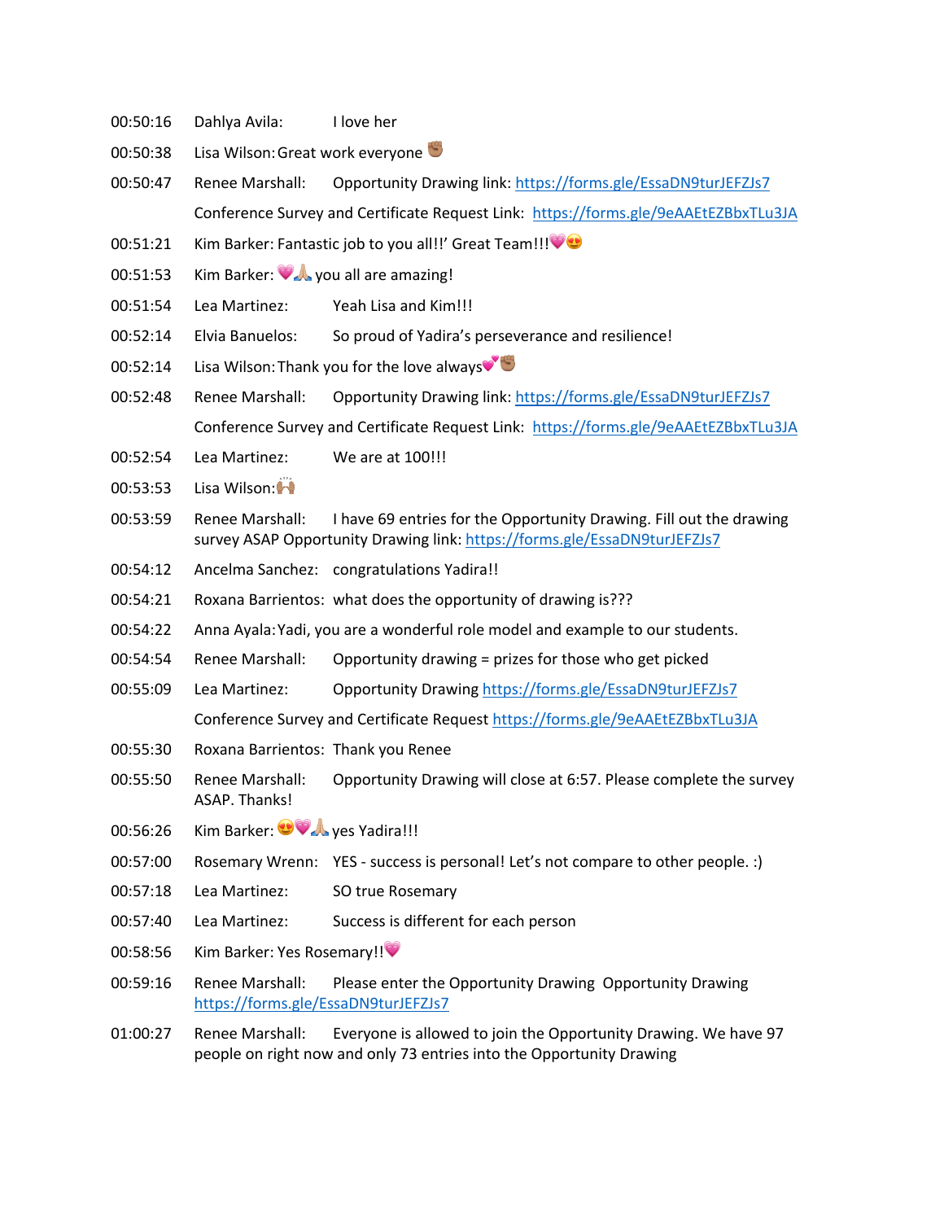00:50:16 Dahlya Avila: I love her

00:50:38 Lisa Wilson: Great work everyone ✊🏾

00:50:47 Renee Marshall: Opportunity Drawing link: https://forms.gle/EssaDN9turJEFZJs7
Conference Survey and Certificate Request Link: https://forms.gle/9eAAEtEZBbxTLu3JA

00:51:21 Kim Barker: Fantastic job to you all!!' Great Team!!!💗😍

00:51:53 Kim Barker: 💗🙏🏼 you all are amazing!

00:51:54 Lea Martinez: Yeah Lisa and Kim!!!

00:52:14 Elvia Banuelos: So proud of Yadira's perseverance and resilience!

00:52:14 Lisa Wilson: Thank you for the love always💕✊🏾

00:52:48 Renee Marshall: Opportunity Drawing link: https://forms.gle/EssaDN9turJEFZJs7
Conference Survey and Certificate Request Link: https://forms.gle/9eAAEtEZBbxTLu3JA

00:52:54 Lea Martinez: We are at 100!!!

00:53:53 Lisa Wilson: 🙌🏽

00:53:59 Renee Marshall: I have 69 entries for the Opportunity Drawing. Fill out the drawing survey ASAP Opportunity Drawing link: https://forms.gle/EssaDN9turJEFZJs7

00:54:12 Ancelma Sanchez: congratulations Yadira!!

00:54:21 Roxana Barrientos: what does the opportunity of drawing is???

00:54:22 Anna Ayala: Yadi, you are a wonderful role model and example to our students.

00:54:54 Renee Marshall: Opportunity drawing = prizes for those who get picked

00:55:09 Lea Martinez: Opportunity Drawing https://forms.gle/EssaDN9turJEFZJs7
Conference Survey and Certificate Request https://forms.gle/9eAAEtEZBbxTLu3JA

00:55:30 Roxana Barrientos: Thank you Renee

00:55:50 Renee Marshall: Opportunity Drawing will close at 6:57. Please complete the survey ASAP. Thanks!

00:56:26 Kim Barker: 😍💗🙏🏼 yes Yadira!!!

00:57:00 Rosemary Wrenn: YES - success is personal! Let's not compare to other people. :)

00:57:18 Lea Martinez: SO true Rosemary

00:57:40 Lea Martinez: Success is different for each person

00:58:56 Kim Barker: Yes Rosemary!!💗

00:59:16 Renee Marshall: Please enter the Opportunity Drawing Opportunity Drawing https://forms.gle/EssaDN9turJEFZJs7

01:00:27 Renee Marshall: Everyone is allowed to join the Opportunity Drawing. We have 97 people on right now and only 73 entries into the Opportunity Drawing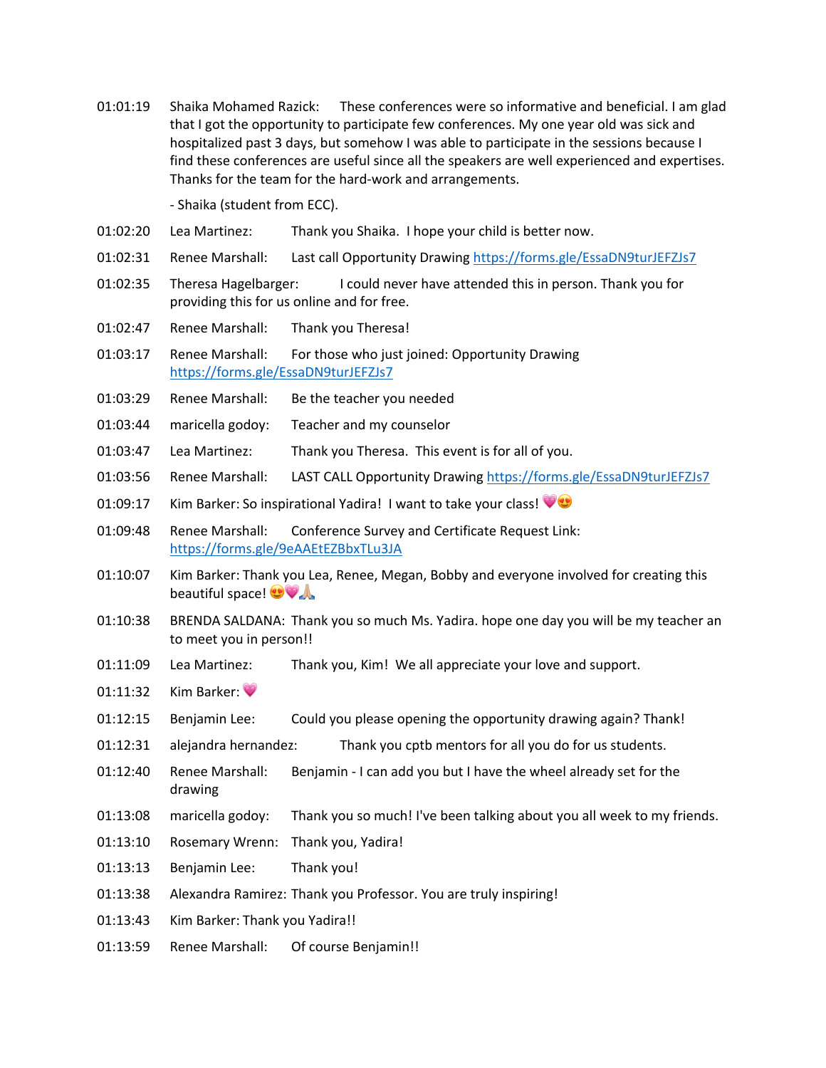01:01:19 Shaika Mohamed Razick: These conferences were so informative and beneficial. I am glad that I got the opportunity to participate few conferences. My one year old was sick and hospitalized past 3 days, but somehow I was able to participate in the sessions because I find these conferences are useful since all the speakers are well experienced and expertises. Thanks for the team for the hard-work and arrangements.

- Shaika (student from ECC).

01:02:20 Lea Martinez: Thank you Shaika. I hope your child is better now.

01:02:31 Renee Marshall: Last call Opportunity Drawing https://forms.gle/EssaDN9turJEFZJs7

01:02:35 Theresa Hagelbarger: I could never have attended this in person. Thank you for providing this for us online and for free.

01:02:47 Renee Marshall: Thank you Theresa!

01:03:17 Renee Marshall: For those who just joined: Opportunity Drawing https://forms.gle/EssaDN9turJEFZJs7

01:03:29 Renee Marshall: Be the teacher you needed

01:03:44 maricella godoy: Teacher and my counselor

01:03:47 Lea Martinez: Thank you Theresa. This event is for all of you.

01:03:56 Renee Marshall: LAST CALL Opportunity Drawing https://forms.gle/EssaDN9turJEFZJs7

01:09:17 Kim Barker: So inspirational Yadira! I want to take your class! 💗😍

01:09:48 Renee Marshall: Conference Survey and Certificate Request Link: https://forms.gle/9eAAEtEZBbxTLu3JA

01:10:07 Kim Barker: Thank you Lea, Renee, Megan, Bobby and everyone involved for creating this beautiful space! 😍💗🙏🏼

01:10:38 BRENDA SALDANA: Thank you so much Ms. Yadira. hope one day you will be my teacher an to meet you in person!!

01:11:09 Lea Martinez: Thank you, Kim! We all appreciate your love and support.

01:11:32 Kim Barker: 💗

01:12:15 Benjamin Lee: Could you please opening the opportunity drawing again? Thank!

01:12:31 alejandra hernandez: Thank you cptb mentors for all you do for us students.

01:12:40 Renee Marshall: Benjamin - I can add you but I have the wheel already set for the drawing

01:13:08 maricella godoy: Thank you so much! I've been talking about you all week to my friends.

01:13:10 Rosemary Wrenn: Thank you, Yadira!

01:13:13 Benjamin Lee: Thank you!

01:13:38 Alexandra Ramirez: Thank you Professor. You are truly inspiring!

01:13:43 Kim Barker: Thank you Yadira!!

01:13:59 Renee Marshall: Of course Benjamin!!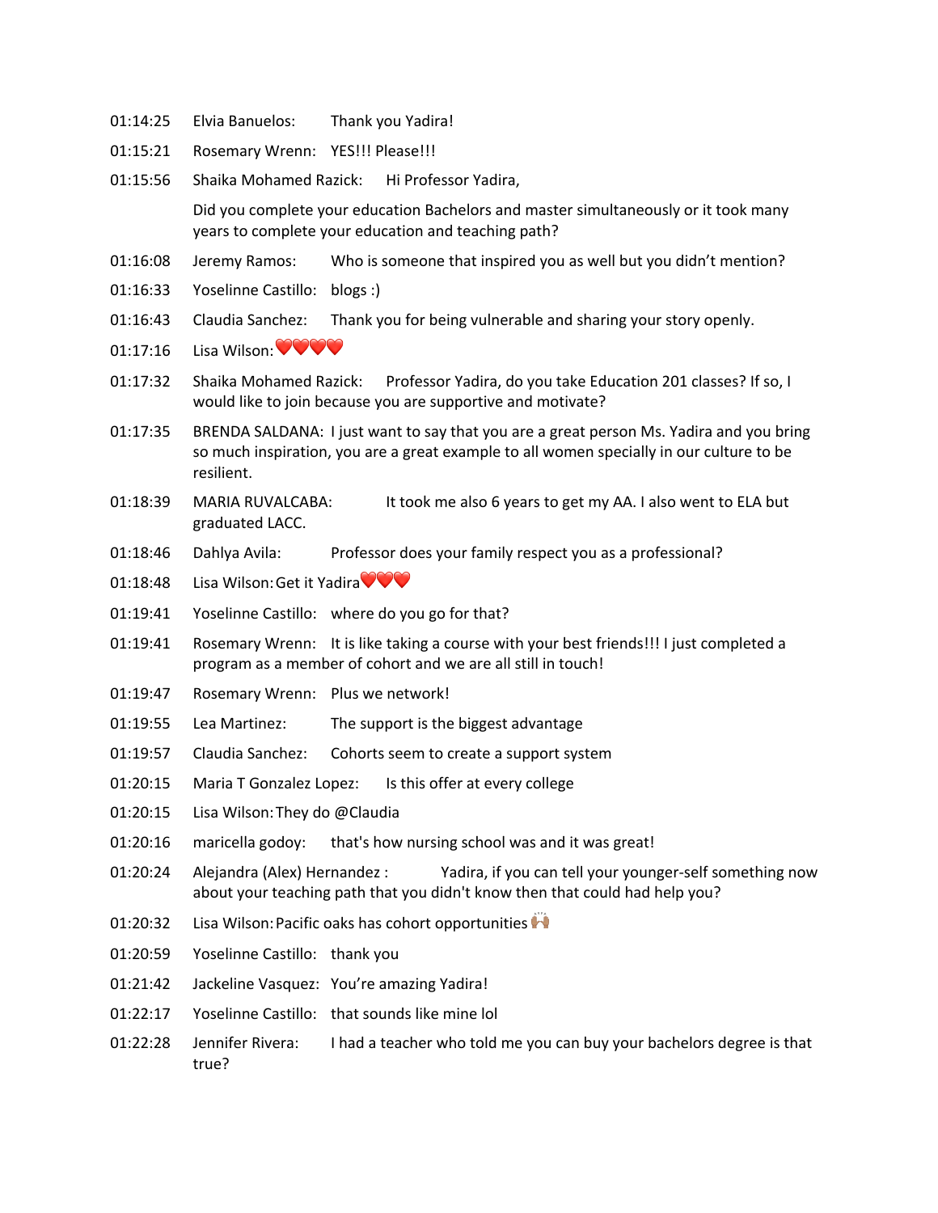01:14:25 Elvia Banuelos: Thank you Yadira!

01:15:21 Rosemary Wrenn: YES!!! Please!!!

01:15:56 Shaika Mohamed Razick: Hi Professor Yadira,

Did you complete your education Bachelors and master simultaneously or it took many years to complete your education and teaching path?

01:16:08 Jeremy Ramos: Who is someone that inspired you as well but you didn't mention?

01:16:33 Yoselinne Castillo: blogs :)

01:16:43 Claudia Sanchez: Thank you for being vulnerable and sharing your story openly.

01:17:16 Lisa Wilson: ❤️❤️❤️❤️

01:17:32 Shaika Mohamed Razick: Professor Yadira, do you take Education 201 classes? If so, I would like to join because you are supportive and motivate?

01:17:35 BRENDA SALDANA: I just want to say that you are a great person Ms. Yadira and you bring so much inspiration, you are a great example to all women specially in our culture to be resilient.

01:18:39 MARIA RUVALCABA: It took me also 6 years to get my AA. I also went to ELA but graduated LACC.

01:18:46 Dahlya Avila: Professor does your family respect you as a professional?

01:18:48 Lisa Wilson: Get it Yadira❤️❤️❤️

01:19:41 Yoselinne Castillo: where do you go for that?

01:19:41 Rosemary Wrenn: It is like taking a course with your best friends!!! I just completed a program as a member of cohort and we are all still in touch!

01:19:47 Rosemary Wrenn: Plus we network!

01:19:55 Lea Martinez: The support is the biggest advantage

01:19:57 Claudia Sanchez: Cohorts seem to create a support system

01:20:15 Maria T Gonzalez Lopez: Is this offer at every college

01:20:15 Lisa Wilson: They do @Claudia

01:20:16 maricella godoy: that's how nursing school was and it was great!

01:20:24 Alejandra (Alex) Hernandez : Yadira, if you can tell your younger-self something now about your teaching path that you didn't know then that could had help you?

01:20:32 Lisa Wilson: Pacific oaks has cohort opportunities 🙌🏽

01:20:59 Yoselinne Castillo: thank you

01:21:42 Jackeline Vasquez: You're amazing Yadira!

01:22:17 Yoselinne Castillo: that sounds like mine lol

01:22:28 Jennifer Rivera: I had a teacher who told me you can buy your bachelors degree is that true?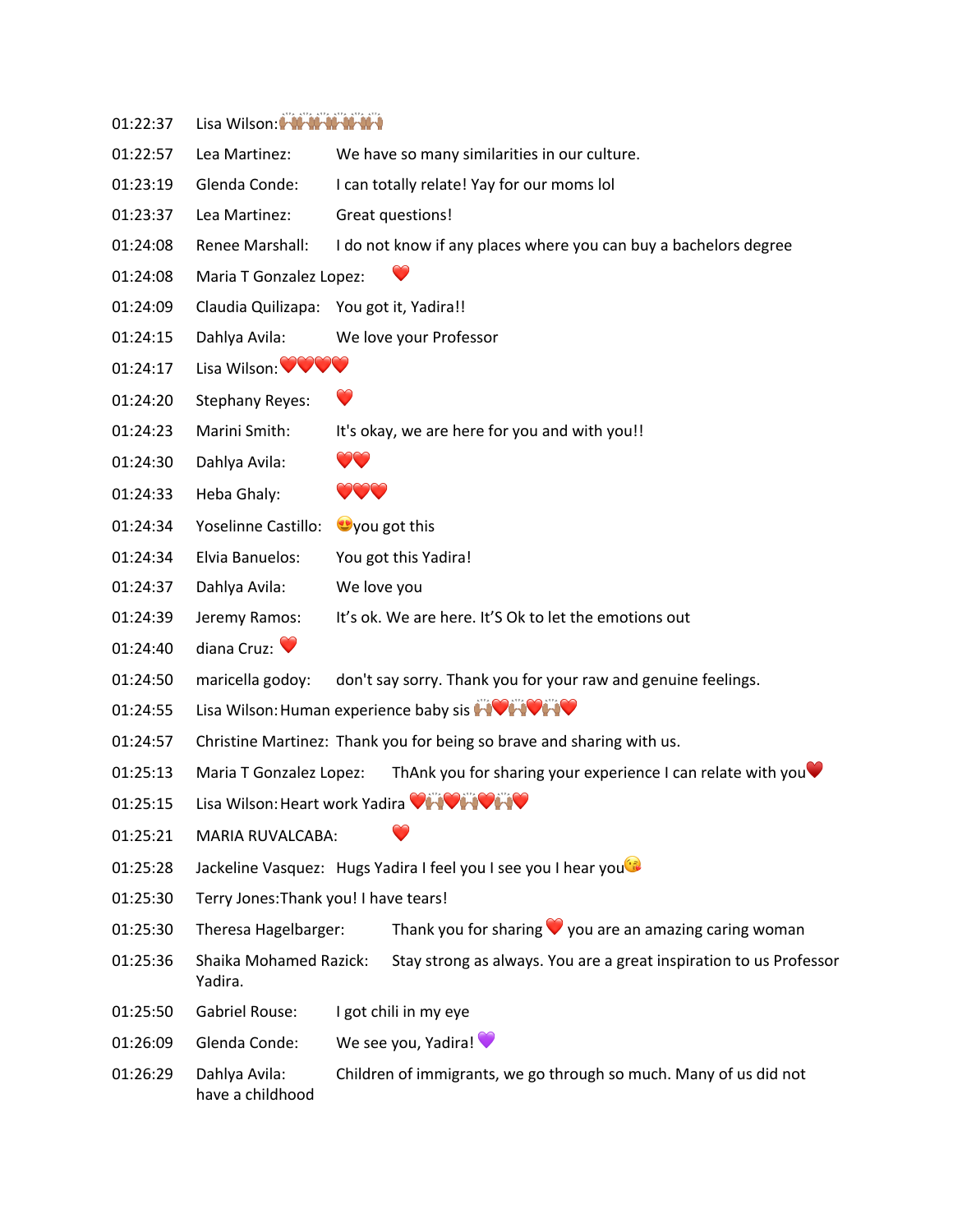01:22:37 Lisa Wilson:🙌🏽🙌🏽🙌🏽🙌🏽🙌🏽🙌🏽

01:22:57 Lea Martinez: We have so many similarities in our culture.

01:23:19 Glenda Conde: I can totally relate! Yay for our moms lol

01:23:37 Lea Martinez: Great questions!

01:24:08 Renee Marshall: I do not know if any places where you can buy a bachelors degree

01:24:08 Maria T Gonzalez Lopez: ❤️

01:24:09 Claudia Quilizapa: You got it, Yadira!!

01:24:15 Dahlya Avila: We love your Professor

01:24:17 Lisa Wilson:❤️❤️❤️❤️

01:24:20 Stephany Reyes: ❤️

01:24:23 Marini Smith: It's okay, we are here for you and with you!!

01:24:30 Dahlya Avila: ❤️❤️

01:24:33 Heba Ghaly: ❤️❤️❤️

01:24:34 Yoselinne Castillo: 😍you got this

01:24:34 Elvia Banuelos: You got this Yadira!

01:24:37 Dahlya Avila: We love you

01:24:39 Jeremy Ramos: It's ok. We are here. It'S Ok to let the emotions out

01:24:40 diana Cruz: ❤️

01:24:50 maricella godoy: don't say sorry. Thank you for your raw and genuine feelings.

01:24:55 Lisa Wilson:Human experience baby sis 🙌🏽❤️🙌🏽❤️🙌🏽❤️

01:24:57 Christine Martinez: Thank you for being so brave and sharing with us.

01:25:13 Maria T Gonzalez Lopez: ThAnk you for sharing your experience I can relate with you❤️

01:25:15 Lisa Wilson:Heart work Yadira ❤️🙌🏽❤️🙌🏽❤️🙌🏽❤️

01:25:21 MARIA RUVALCABA: ❤️

01:25:28 Jackeline Vasquez: Hugs Yadira I feel you I see you I hear you😘

01:25:30 Terry Jones:Thank you! I have tears!

01:25:30 Theresa Hagelbarger: Thank you for sharing ❤️ you are an amazing caring woman

01:25:36 Shaika Mohamed Razick: Stay strong as always. You are a great inspiration to us Professor Yadira.

01:25:50 Gabriel Rouse: I got chili in my eye

01:26:09 Glenda Conde: We see you, Yadira! 💜

01:26:29 Dahlya Avila: Children of immigrants, we go through so much. Many of us did not have a childhood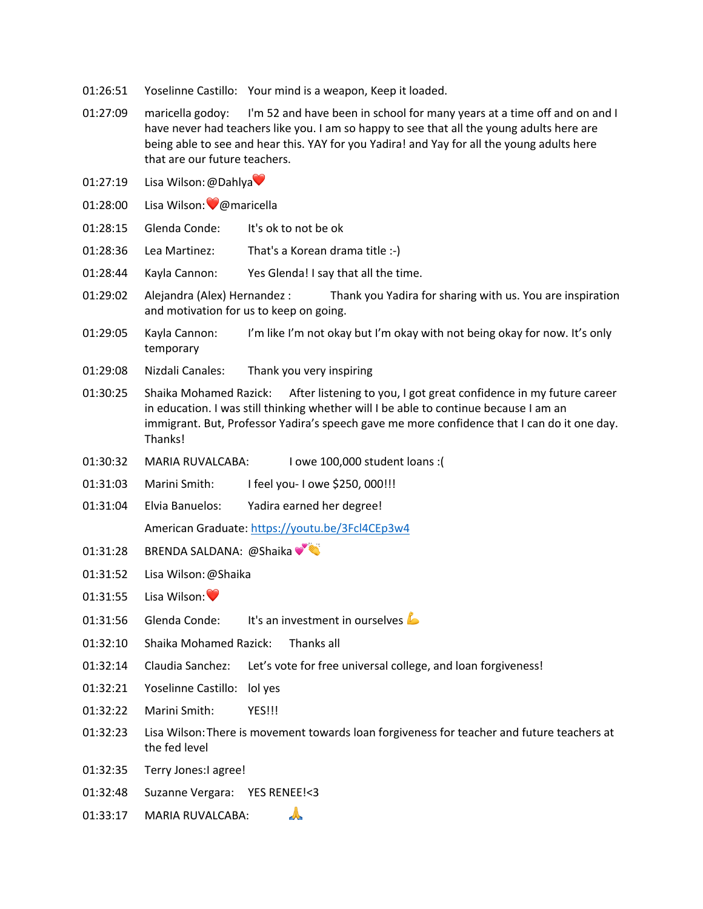01:26:51 Yoselinne Castillo: Your mind is a weapon, Keep it loaded.

01:27:09 maricella godoy: I'm 52 and have been in school for many years at a time off and on and I have never had teachers like you. I am so happy to see that all the young adults here are being able to see and hear this. YAY for you Yadira! and Yay for all the young adults here that are our future teachers.

01:27:19 Lisa Wilson: @Dahlya❤️

01:28:00 Lisa Wilson: ❤️@maricella

01:28:15 Glenda Conde: It's ok to not be ok

01:28:36 Lea Martinez: That's a Korean drama title :-)

01:28:44 Kayla Cannon: Yes Glenda! I say that all the time.

01:29:02 Alejandra (Alex) Hernandez : Thank you Yadira for sharing with us. You are inspiration and motivation for us to keep on going.

01:29:05 Kayla Cannon: I'm like I'm not okay but I'm okay with not being okay for now. It's only temporary

01:29:08 Nizdali Canales: Thank you very inspiring

01:30:25 Shaika Mohamed Razick: After listening to you, I got great confidence in my future career in education. I was still thinking whether will I be able to continue because I am an immigrant. But, Professor Yadira's speech gave me more confidence that I can do it one day. Thanks!

01:30:32 MARIA RUVALCABA: I owe 100,000 student loans :(

01:31:03 Marini Smith: I feel you- I owe $250, 000!!!

01:31:04 Elvia Banuelos: Yadira earned her degree!

American Graduate: https://youtu.be/3Fcl4CEp3w4

01:31:28 BRENDA SALDANA: @Shaika 💕👏

01:31:52 Lisa Wilson: @Shaika

01:31:55 Lisa Wilson: ❤️

01:31:56 Glenda Conde: It's an investment in ourselves 💪

01:32:10 Shaika Mohamed Razick: Thanks all

01:32:14 Claudia Sanchez: Let's vote for free universal college, and loan forgiveness!

01:32:21 Yoselinne Castillo: lol yes

01:32:22 Marini Smith: YES!!!

01:32:23 Lisa Wilson: There is movement towards loan forgiveness for teacher and future teachers at the fed level

01:32:35 Terry Jones: I agree!

01:32:48 Suzanne Vergara: YES RENEE!<3

01:33:17 MARIA RUVALCABA: 🙏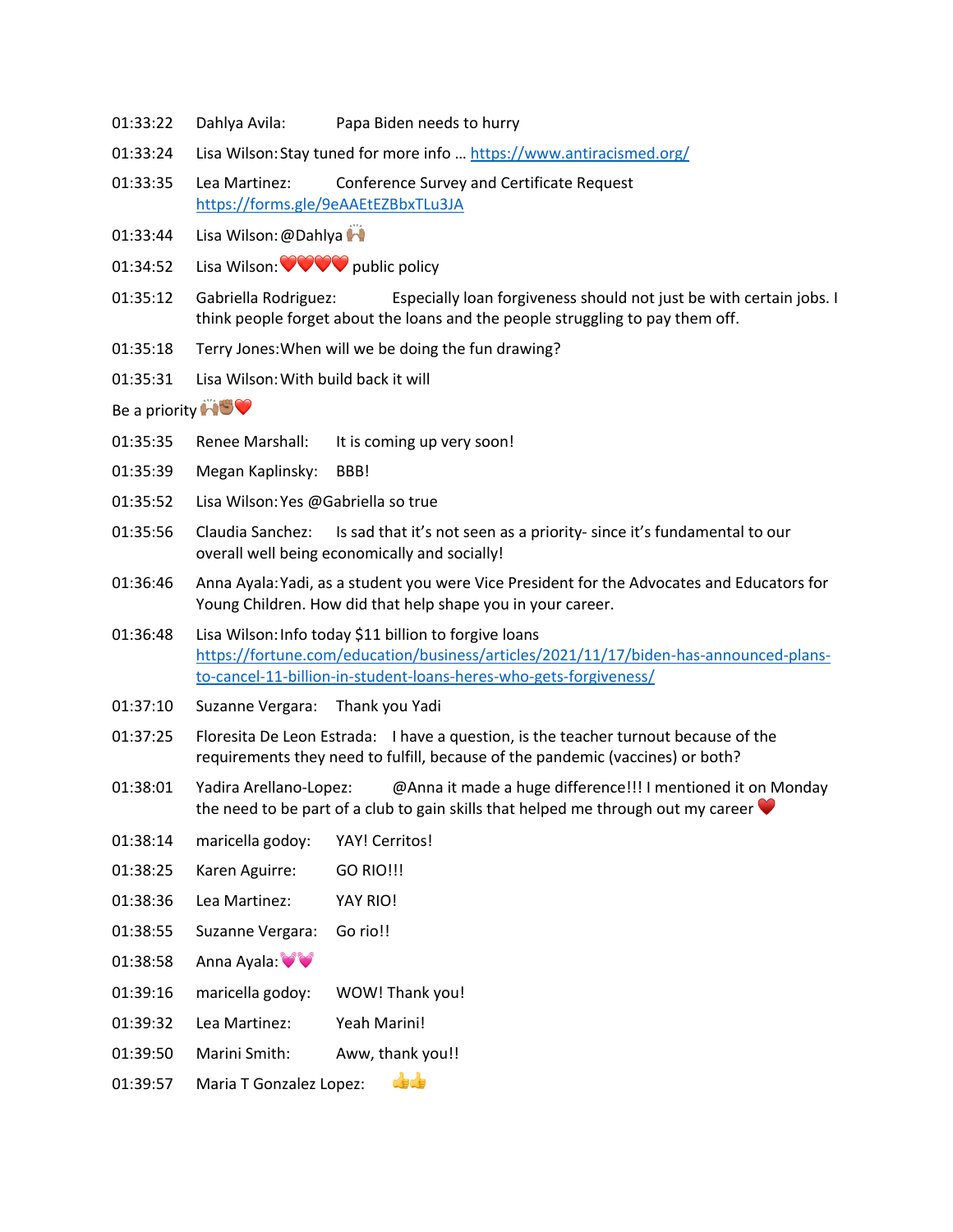01:33:22 Dahlya Avila: Papa Biden needs to hurry

01:33:24 Lisa Wilson: Stay tuned for more info … https://www.antiracismed.org/

01:33:35 Lea Martinez: Conference Survey and Certificate Request https://forms.gle/9eAAEtEZBbxTLu3JA

01:33:44 Lisa Wilson: @Dahlya 🙌🏽

01:34:52 Lisa Wilson: ❤️❤️❤️❤️ public policy

01:35:12 Gabriella Rodriguez: Especially loan forgiveness should not just be with certain jobs. I think people forget about the loans and the people struggling to pay them off.

01:35:18 Terry Jones: When will we be doing the fun drawing?

01:35:31 Lisa Wilson: With build back it will

Be a priority 🙌🏽✊🏾❤️

01:35:35 Renee Marshall: It is coming up very soon!

01:35:39 Megan Kaplinsky: BBB!

01:35:52 Lisa Wilson: Yes @Gabriella so true

01:35:56 Claudia Sanchez: Is sad that it's not seen as a priority- since it's fundamental to our overall well being economically and socially!

01:36:46 Anna Ayala: Yadi, as a student you were Vice President for the Advocates and Educators for Young Children. How did that help shape you in your career.

01:36:48 Lisa Wilson: Info today $11 billion to forgive loans https://fortune.com/education/business/articles/2021/11/17/biden-has-announced-plans-to-cancel-11-billion-in-student-loans-heres-who-gets-forgiveness/

01:37:10 Suzanne Vergara: Thank you Yadi

01:37:25 Floresita De Leon Estrada: I have a question, is the teacher turnout because of the requirements they need to fulfill, because of the pandemic (vaccines) or both?

01:38:01 Yadira Arellano-Lopez: @Anna it made a huge difference!!! I mentioned it on Monday the need to be part of a club to gain skills that helped me through out my career ❤️

01:38:14 maricella godoy: YAY! Cerritos!

01:38:25 Karen Aguirre: GO RIO!!!

01:38:36 Lea Martinez: YAY RIO!

01:38:55 Suzanne Vergara: Go rio!!

01:38:58 Anna Ayala: 💓💓

01:39:16 maricella godoy: WOW! Thank you!

01:39:32 Lea Martinez: Yeah Marini!

01:39:50 Marini Smith: Aww, thank you!!

01:39:57 Maria T Gonzalez Lopez: 👍👍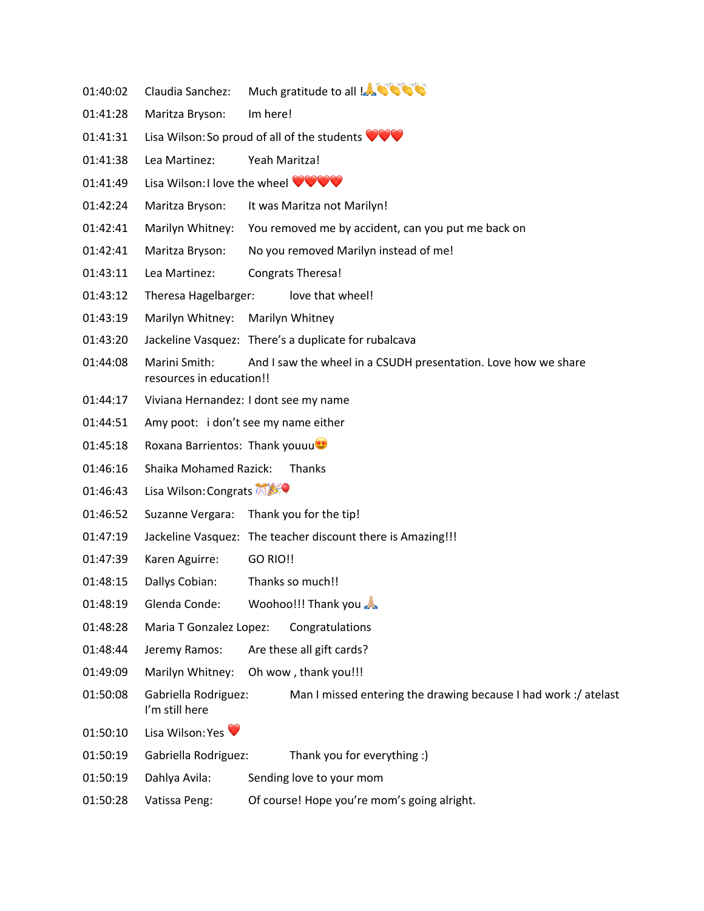01:40:02 Claudia Sanchez: Much gratitude to all !🙏👏👏👏👏

01:41:28 Maritza Bryson: Im here!

01:41:31 Lisa Wilson: So proud of all of the students ❤️❤️❤️

01:41:38 Lea Martinez: Yeah Maritza!

01:41:49 Lisa Wilson: I love the wheel ❤️❤️❤️❤️

01:42:24 Maritza Bryson: It was Maritza not Marilyn!

01:42:41 Marilyn Whitney: You removed me by accident, can you put me back on

01:42:41 Maritza Bryson: No you removed Marilyn instead of me!

01:43:11 Lea Martinez: Congrats Theresa!

01:43:12 Theresa Hagelbarger: love that wheel!

01:43:19 Marilyn Whitney: Marilyn Whitney

01:43:20 Jackeline Vasquez: There's a duplicate for rubalcava

01:44:08 Marini Smith: And I saw the wheel in a CSUDH presentation. Love how we share resources in education!!

01:44:17 Viviana Hernandez: I dont see my name

01:44:51 Amy poot: i don't see my name either

01:45:18 Roxana Barrientos: Thank youuu😍

01:46:16 Shaika Mohamed Razick: Thanks

01:46:43 Lisa Wilson: Congrats 🎊🎉🎈

01:46:52 Suzanne Vergara: Thank you for the tip!

01:47:19 Jackeline Vasquez: The teacher discount there is Amazing!!!

01:47:39 Karen Aguirre: GO RIO!!

01:48:15 Dallys Cobian: Thanks so much!!

01:48:19 Glenda Conde: Woohoo!!! Thank you 🙏🏼

01:48:28 Maria T Gonzalez Lopez: Congratulations

01:48:44 Jeremy Ramos: Are these all gift cards?

01:49:09 Marilyn Whitney: Oh wow , thank you!!!

01:50:08 Gabriella Rodriguez: Man I missed entering the drawing because I had work :/ atelast I'm still here

01:50:10 Lisa Wilson: Yes ❤️

01:50:19 Gabriella Rodriguez: Thank you for everything :)

01:50:19 Dahlya Avila: Sending love to your mom

01:50:28 Vatissa Peng: Of course! Hope you're mom's going alright.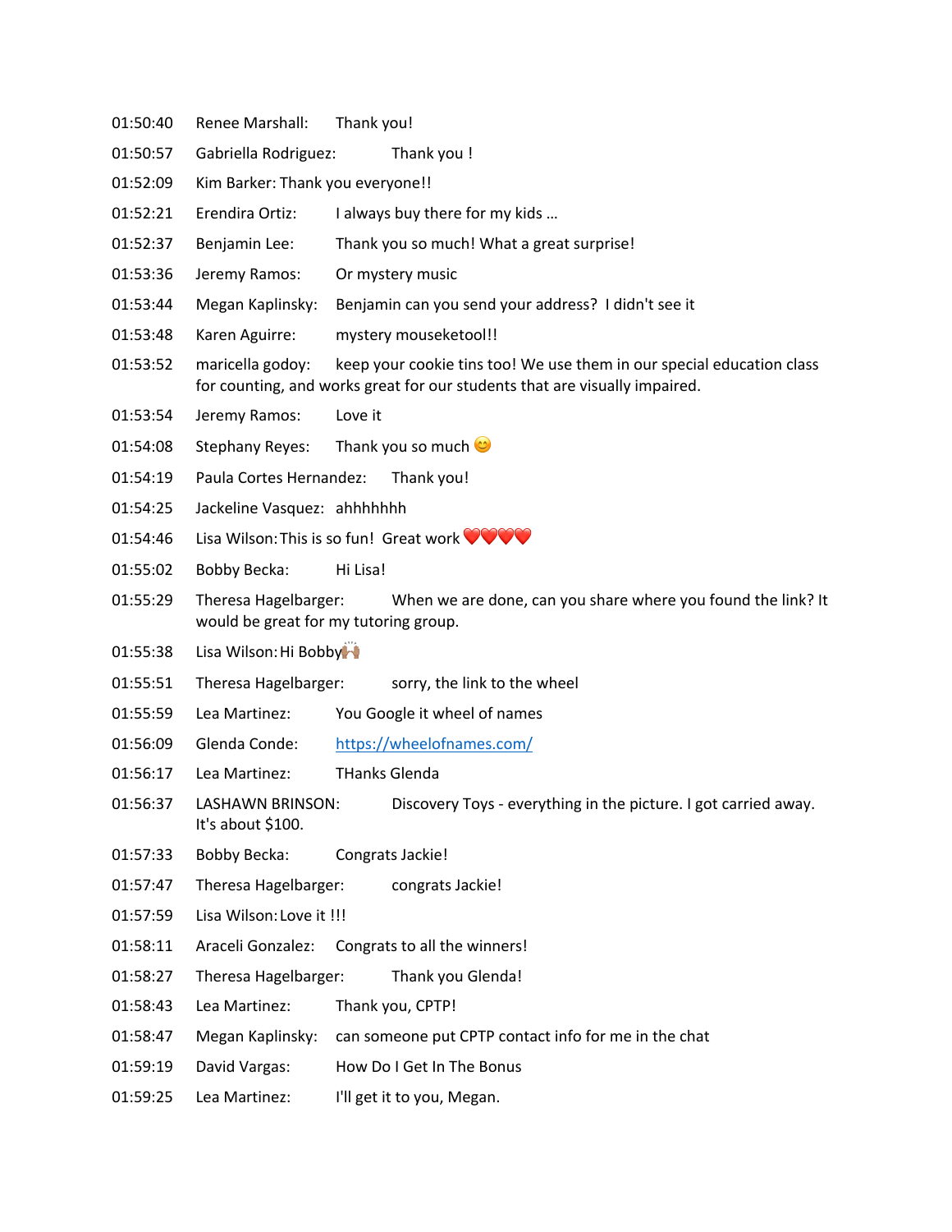01:50:40 Renee Marshall: Thank you!

01:50:57 Gabriella Rodriguez: Thank you !

01:52:09 Kim Barker: Thank you everyone!!

01:52:21 Erendira Ortiz: I always buy there for my kids …

01:52:37 Benjamin Lee: Thank you so much! What a great surprise!

01:53:36 Jeremy Ramos: Or mystery music

01:53:44 Megan Kaplinsky: Benjamin can you send your address? I didn't see it

01:53:48 Karen Aguirre: mystery mouseketool!!

01:53:52 maricella godoy: keep your cookie tins too! We use them in our special education class for counting, and works great for our students that are visually impaired.

01:53:54 Jeremy Ramos: Love it

01:54:08 Stephany Reyes: Thank you so much 😊

01:54:19 Paula Cortes Hernandez: Thank you!

01:54:25 Jackeline Vasquez: ahhhhhhh

01:54:46 Lisa Wilson: This is so fun! Great work ❤️❤️❤️❤️

01:55:02 Bobby Becka: Hi Lisa!

01:55:29 Theresa Hagelbarger: When we are done, can you share where you found the link? It would be great for my tutoring group.

01:55:38 Lisa Wilson: Hi Bobby🙌🏽

01:55:51 Theresa Hagelbarger: sorry, the link to the wheel

01:55:59 Lea Martinez: You Google it wheel of names

01:56:09 Glenda Conde: https://wheelofnames.com/

01:56:17 Lea Martinez: THanks Glenda

01:56:37 LASHAWN BRINSON: Discovery Toys - everything in the picture. I got carried away. It's about $100.

01:57:33 Bobby Becka: Congrats Jackie!

01:57:47 Theresa Hagelbarger: congrats Jackie!

01:57:59 Lisa Wilson: Love it !!!

01:58:11 Araceli Gonzalez: Congrats to all the winners!

01:58:27 Theresa Hagelbarger: Thank you Glenda!

01:58:43 Lea Martinez: Thank you, CPTP!

01:58:47 Megan Kaplinsky: can someone put CPTP contact info for me in the chat

01:59:19 David Vargas: How Do I Get In The Bonus

01:59:25 Lea Martinez: I'll get it to you, Megan.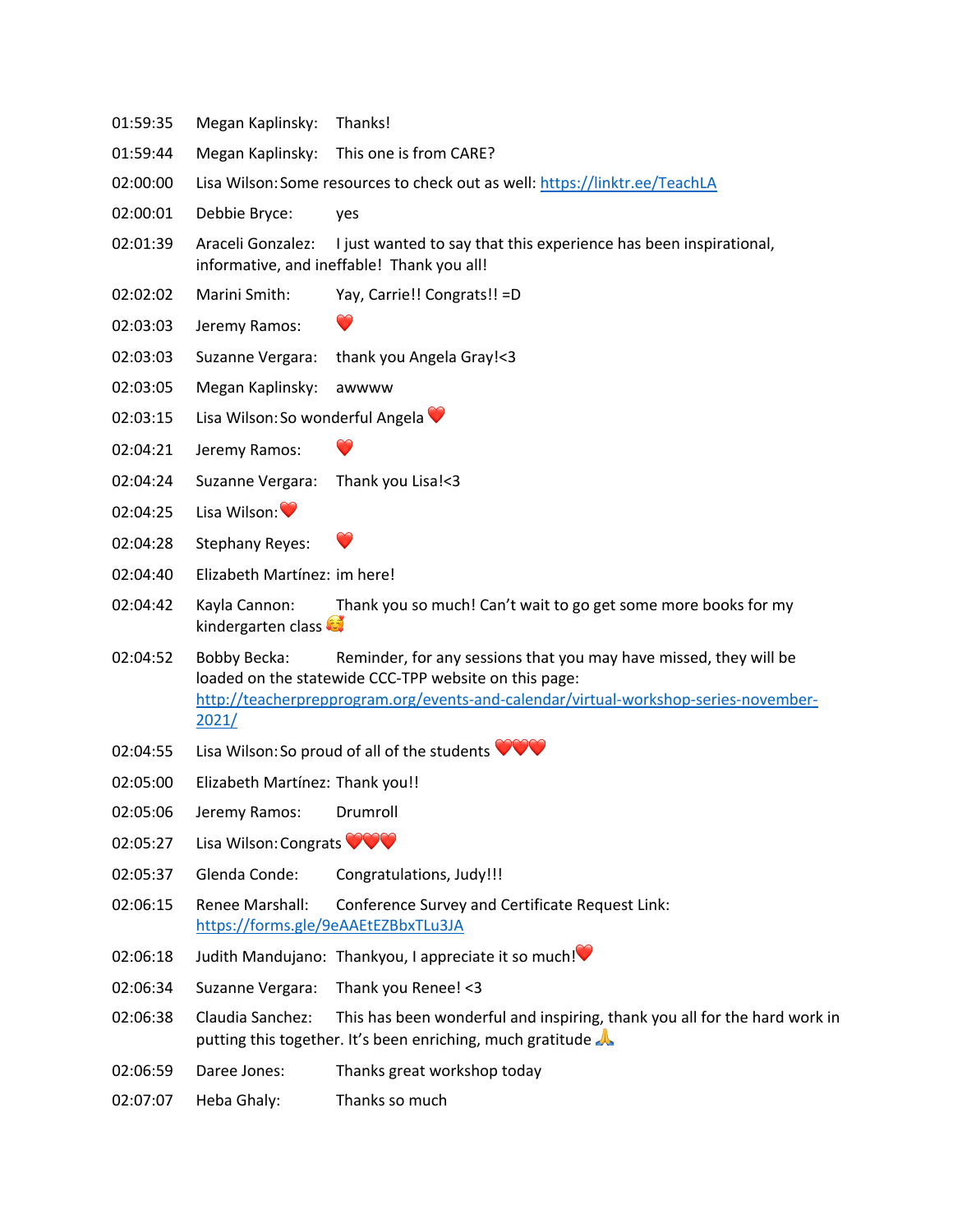01:59:35 Megan Kaplinsky: Thanks!

01:59:44 Megan Kaplinsky: This one is from CARE?

02:00:00 Lisa Wilson: Some resources to check out as well: https://linktr.ee/TeachLA

02:00:01 Debbie Bryce: yes

02:01:39 Araceli Gonzalez: I just wanted to say that this experience has been inspirational, informative, and ineffable! Thank you all!

02:02:02 Marini Smith: Yay, Carrie!! Congrats!! =D

02:03:03 Jeremy Ramos: ❤️

02:03:03 Suzanne Vergara: thank you Angela Gray!<3

02:03:05 Megan Kaplinsky: awwww

02:03:15 Lisa Wilson: So wonderful Angela ❤️

02:04:21 Jeremy Ramos: ❤️

02:04:24 Suzanne Vergara: Thank you Lisa!<3

02:04:25 Lisa Wilson: ❤️

02:04:28 Stephany Reyes: ❤️

02:04:40 Elizabeth Martínez: im here!

02:04:42 Kayla Cannon: Thank you so much! Can't wait to go get some more books for my kindergarten class 🥰

02:04:52 Bobby Becka: Reminder, for any sessions that you may have missed, they will be loaded on the statewide CCC-TPP website on this page: http://teacherprepprogram.org/events-and-calendar/virtual-workshop-series-november-2021/

02:04:55 Lisa Wilson: So proud of all of the students ❤️❤️❤️

02:05:00 Elizabeth Martínez: Thank you!!

02:05:06 Jeremy Ramos: Drumroll

02:05:27 Lisa Wilson: Congrats ❤️❤️❤️

02:05:37 Glenda Conde: Congratulations, Judy!!!

02:06:15 Renee Marshall: Conference Survey and Certificate Request Link: https://forms.gle/9eAAEtEZBbxTLu3JA

02:06:18 Judith Mandujano: Thankyou, I appreciate it so much!❤️

02:06:34 Suzanne Vergara: Thank you Renee! <3

02:06:38 Claudia Sanchez: This has been wonderful and inspiring, thank you all for the hard work in putting this together. It's been enriching, much gratitude 🙏

02:06:59 Daree Jones: Thanks great workshop today

02:07:07 Heba Ghaly: Thanks so much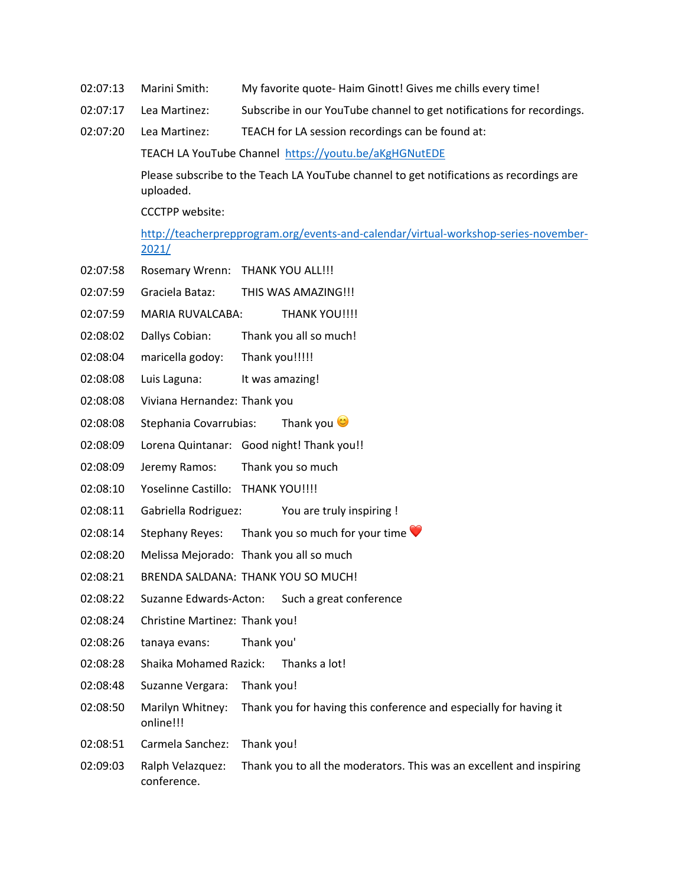02:07:13 Marini Smith: My favorite quote- Haim Ginott! Gives me chills every time!

02:07:17 Lea Martinez: Subscribe in our YouTube channel to get notifications for recordings.

02:07:20 Lea Martinez: TEACH for LA session recordings can be found at:

TEACH LA YouTube Channel https://youtu.be/aKgHGNutEDE

Please subscribe to the Teach LA YouTube channel to get notifications as recordings are uploaded.

CCCTPP website:

http://teacherprepprogram.org/events-and-calendar/virtual-workshop-series-november-2021/

02:07:58 Rosemary Wrenn: THANK YOU ALL!!!

02:07:59 Graciela Bataz: THIS WAS AMAZING!!!

02:07:59 MARIA RUVALCABA: THANK YOU!!!!

02:08:02 Dallys Cobian: Thank you all so much!

02:08:04 maricella godoy: Thank you!!!!!

02:08:08 Luis Laguna: It was amazing!

02:08:08 Viviana Hernandez: Thank you

02:08:08 Stephania Covarrubias: Thank you 😊

02:08:09 Lorena Quintanar: Good night! Thank you!!

02:08:09 Jeremy Ramos: Thank you so much

02:08:10 Yoselinne Castillo: THANK YOU!!!!

02:08:11 Gabriella Rodriguez: You are truly inspiring !

02:08:14 Stephany Reyes: Thank you so much for your time ❤️

02:08:20 Melissa Mejorado: Thank you all so much

02:08:21 BRENDA SALDANA: THANK YOU SO MUCH!

02:08:22 Suzanne Edwards-Acton: Such a great conference

02:08:24 Christine Martinez: Thank you!

02:08:26 tanaya evans: Thank you'

02:08:28 Shaika Mohamed Razick: Thanks a lot!

02:08:48 Suzanne Vergara: Thank you!

02:08:50 Marilyn Whitney: Thank you for having this conference and especially for having it online!!!

02:08:51 Carmela Sanchez: Thank you!

02:09:03 Ralph Velazquez: Thank you to all the moderators. This was an excellent and inspiring conference.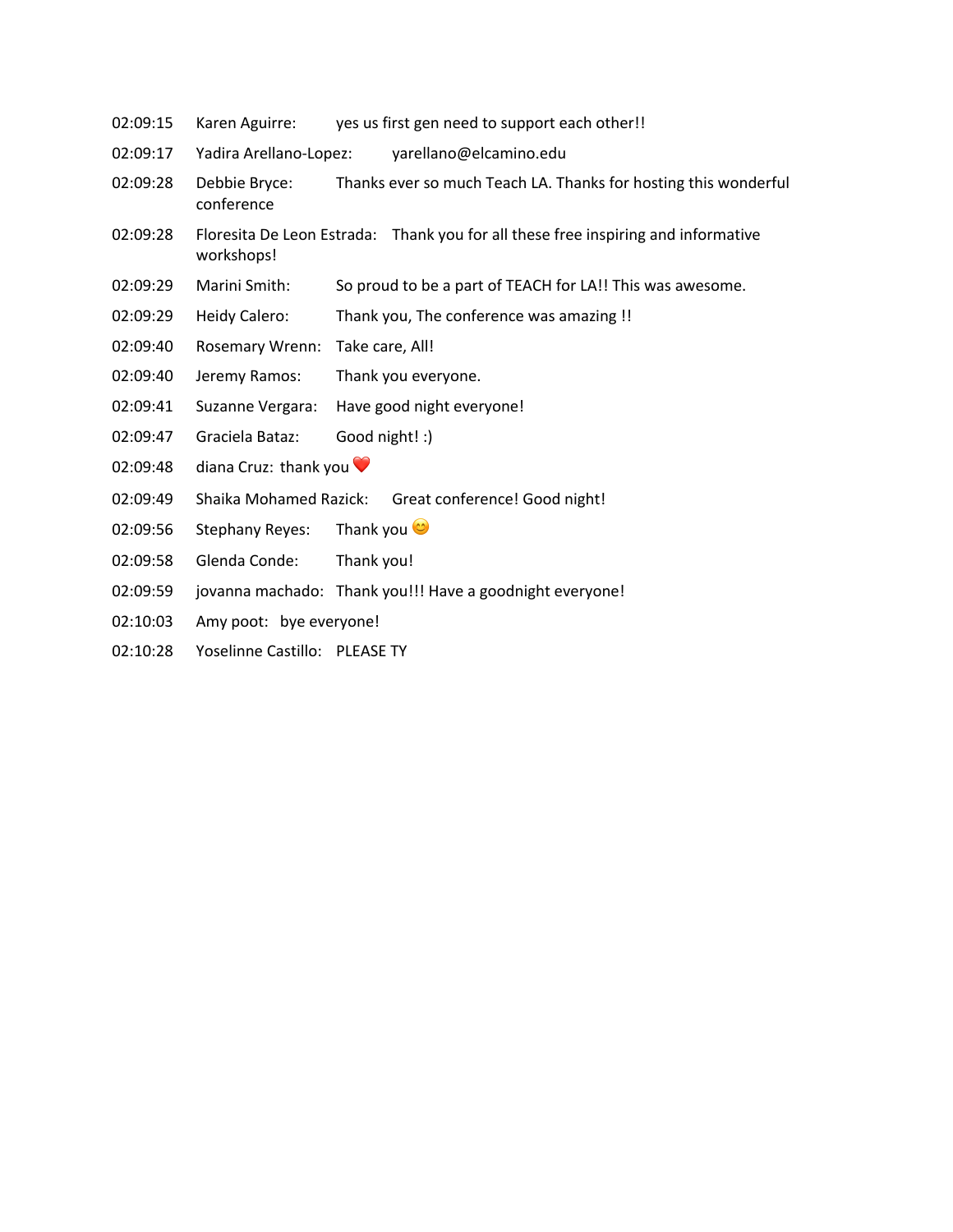02:09:15 Karen Aguirre: yes us first gen need to support each other!!

02:09:17 Yadira Arellano-Lopez: yarellano@elcamino.edu

02:09:28 Debbie Bryce: Thanks ever so much Teach LA. Thanks for hosting this wonderful conference

02:09:28 Floresita De Leon Estrada: Thank you for all these free inspiring and informative workshops!

02:09:29 Marini Smith: So proud to be a part of TEACH for LA!! This was awesome.

02:09:29 Heidy Calero: Thank you, The conference was amazing !!

02:09:40 Rosemary Wrenn: Take care, All!

02:09:40 Jeremy Ramos: Thank you everyone.

02:09:41 Suzanne Vergara: Have good night everyone!

02:09:47 Graciela Bataz: Good night! :)

02:09:48 diana Cruz: thank you ❤️

02:09:49 Shaika Mohamed Razick: Great conference! Good night!

02:09:56 Stephany Reyes: Thank you 😊

02:09:58 Glenda Conde: Thank you!

02:09:59 jovanna machado: Thank you!!! Have a goodnight everyone!

02:10:03 Amy poot: bye everyone!

02:10:28 Yoselinne Castillo: PLEASE TY